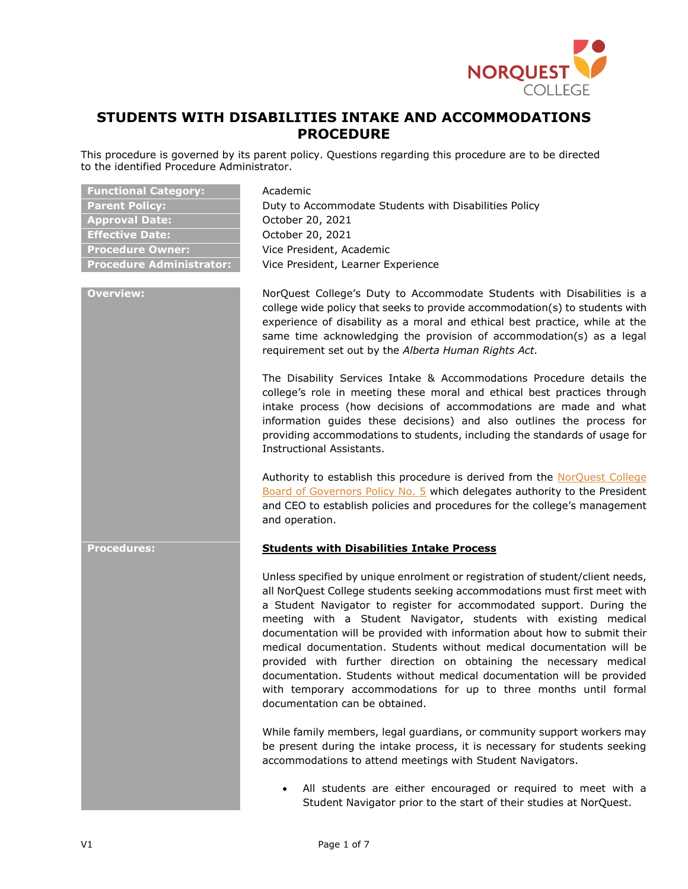# STUDENTS WITH DISABILITIES INTAKE AND ACCOMMODATIONS PROCEDURE

This procedure is governed by its parent policy. Questions regarding this procedure are to be directed to the identified Procedure Administrator.

| | |
|---|---|
| **Functional Category:** | Academic |
| **Parent Policy:** | Duty to Accommodate Students with Disabilities Policy |
| **Approval Date:** | October 20, 2021 |
| **Effective Date:** | October 20, 2021 |
| **Procedure Owner:** | Vice President, Academic |
| **Procedure Administrator:** | Vice President, Learner Experience |

**Overview:**

NorQuest College's Duty to Accommodate Students with Disabilities is a college wide policy that seeks to provide accommodation(s) to students with experience of disability as a moral and ethical best practice, while at the same time acknowledging the provision of accommodation(s) as a legal requirement set out by the *Alberta Human Rights Act.*

The Disability Services Intake & Accommodations Procedure details the college's role in meeting these moral and ethical best practices through intake process (how decisions of accommodations are made and what information guides these decisions) and also outlines the process for providing accommodations to students, including the standards of usage for Instructional Assistants.

Authority to establish this procedure is derived from the NorQuest College Board of Governors Policy No. 5 which delegates authority to the President and CEO to establish policies and procedures for the college's management and operation.

**Procedures:**

**Students with Disabilities Intake Process**

Unless specified by unique enrolment or registration of student/client needs, all NorQuest College students seeking accommodations must first meet with a Student Navigator to register for accommodated support. During the meeting with a Student Navigator, students with existing medical documentation will be provided with information about how to submit their medical documentation. Students without medical documentation will be provided with further direction on obtaining the necessary medical documentation. Students without medical documentation will be provided with temporary accommodations for up to three months until formal documentation can be obtained.

While family members, legal guardians, or community support workers may be present during the intake process, it is necessary for students seeking accommodations to attend meetings with Student Navigators.

- All students are either encouraged or required to meet with a Student Navigator prior to the start of their studies at NorQuest.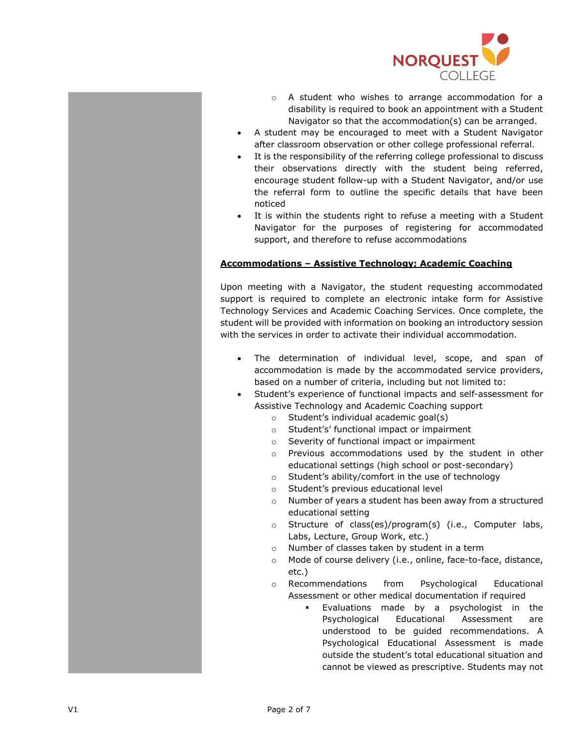- A student who wishes to arrange accommodation for a disability is required to book an appointment with a Student Navigator so that the accommodation(s) can be arranged.
- A student may be encouraged to meet with a Student Navigator after classroom observation or other college professional referral.
- It is the responsibility of the referring college professional to discuss their observations directly with the student being referred, encourage student follow-up with a Student Navigator, and/or use the referral form to outline the specific details that have been noticed
- It is within the students right to refuse a meeting with a Student Navigator for the purposes of registering for accommodated support, and therefore to refuse accommodations

**Accommodations – Assistive Technology; Academic Coaching**

Upon meeting with a Navigator, the student requesting accommodated support is required to complete an electronic intake form for Assistive Technology Services and Academic Coaching Services. Once complete, the student will be provided with information on booking an introductory session with the services in order to activate their individual accommodation.

- The determination of individual level, scope, and span of accommodation is made by the accommodated service providers, based on a number of criteria, including but not limited to:
- Student's experience of functional impacts and self-assessment for Assistive Technology and Academic Coaching support
  - Student's individual academic goal(s)
  - Student's' functional impact or impairment
  - Severity of functional impact or impairment
  - Previous accommodations used by the student in other educational settings (high school or post-secondary)
  - Student's ability/comfort in the use of technology
  - Student's previous educational level
  - Number of years a student has been away from a structured educational setting
  - Structure of class(es)/program(s) (i.e., Computer labs, Labs, Lecture, Group Work, etc.)
  - Number of classes taken by student in a term
  - Mode of course delivery (i.e., online, face-to-face, distance, etc.)
  - Recommendations from Psychological Educational Assessment or other medical documentation if required
    - Evaluations made by a psychologist in the Psychological Educational Assessment are understood to be guided recommendations. A Psychological Educational Assessment is made outside the student's total educational situation and cannot be viewed as prescriptive. Students may not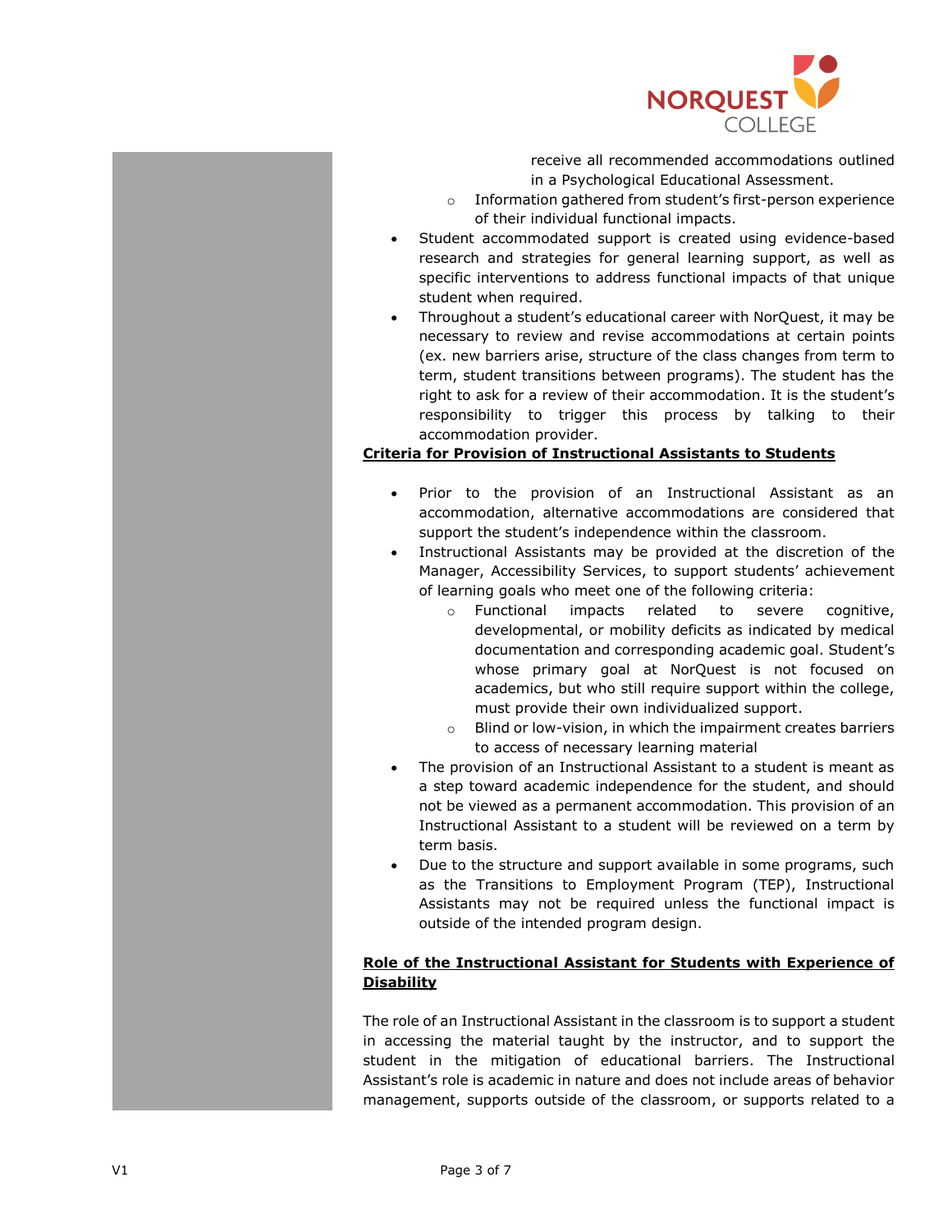receive all recommended accommodations outlined in a Psychological Educational Assessment.
  - Information gathered from student's first-person experience of their individual functional impacts.
- Student accommodated support is created using evidence-based research and strategies for general learning support, as well as specific interventions to address functional impacts of that unique student when required.
- Throughout a student's educational career with NorQuest, it may be necessary to review and revise accommodations at certain points (ex. new barriers arise, structure of the class changes from term to term, student transitions between programs). The student has the right to ask for a review of their accommodation. It is the student's responsibility to trigger this process by talking to their accommodation provider.

**Criteria for Provision of Instructional Assistants to Students**

- Prior to the provision of an Instructional Assistant as an accommodation, alternative accommodations are considered that support the student's independence within the classroom.
- Instructional Assistants may be provided at the discretion of the Manager, Accessibility Services, to support students' achievement of learning goals who meet one of the following criteria:
  - Functional impacts related to severe cognitive, developmental, or mobility deficits as indicated by medical documentation and corresponding academic goal. Student's whose primary goal at NorQuest is not focused on academics, but who still require support within the college, must provide their own individualized support.
  - Blind or low-vision, in which the impairment creates barriers to access of necessary learning material
- The provision of an Instructional Assistant to a student is meant as a step toward academic independence for the student, and should not be viewed as a permanent accommodation. This provision of an Instructional Assistant to a student will be reviewed on a term by term basis.
- Due to the structure and support available in some programs, such as the Transitions to Employment Program (TEP), Instructional Assistants may not be required unless the functional impact is outside of the intended program design.

**Role of the Instructional Assistant for Students with Experience of Disability**

The role of an Instructional Assistant in the classroom is to support a student in accessing the material taught by the instructor, and to support the student in the mitigation of educational barriers. The Instructional Assistant's role is academic in nature and does not include areas of behavior management, supports outside of the classroom, or supports related to a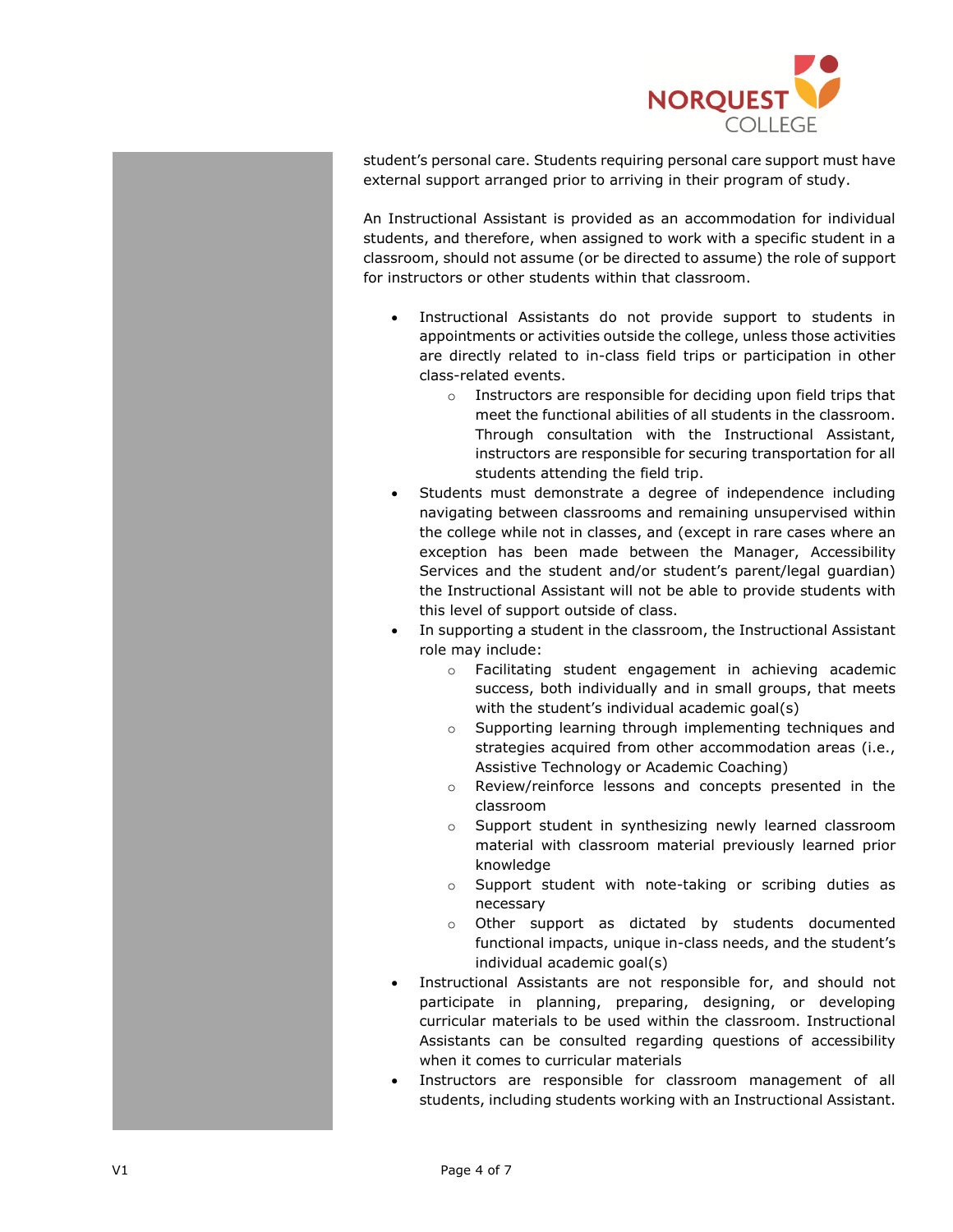student's personal care. Students requiring personal care support must have external support arranged prior to arriving in their program of study.

An Instructional Assistant is provided as an accommodation for individual students, and therefore, when assigned to work with a specific student in a classroom, should not assume (or be directed to assume) the role of support for instructors or other students within that classroom.

- Instructional Assistants do not provide support to students in appointments or activities outside the college, unless those activities are directly related to in-class field trips or participation in other class-related events.
  - Instructors are responsible for deciding upon field trips that meet the functional abilities of all students in the classroom. Through consultation with the Instructional Assistant, instructors are responsible for securing transportation for all students attending the field trip.
- Students must demonstrate a degree of independence including navigating between classrooms and remaining unsupervised within the college while not in classes, and (except in rare cases where an exception has been made between the Manager, Accessibility Services and the student and/or student's parent/legal guardian) the Instructional Assistant will not be able to provide students with this level of support outside of class.
- In supporting a student in the classroom, the Instructional Assistant role may include:
  - Facilitating student engagement in achieving academic success, both individually and in small groups, that meets with the student's individual academic goal(s)
  - Supporting learning through implementing techniques and strategies acquired from other accommodation areas (i.e., Assistive Technology or Academic Coaching)
  - Review/reinforce lessons and concepts presented in the classroom
  - Support student in synthesizing newly learned classroom material with classroom material previously learned prior knowledge
  - Support student with note-taking or scribing duties as necessary
  - Other support as dictated by students documented functional impacts, unique in-class needs, and the student's individual academic goal(s)
- Instructional Assistants are not responsible for, and should not participate in planning, preparing, designing, or developing curricular materials to be used within the classroom. Instructional Assistants can be consulted regarding questions of accessibility when it comes to curricular materials
- Instructors are responsible for classroom management of all students, including students working with an Instructional Assistant.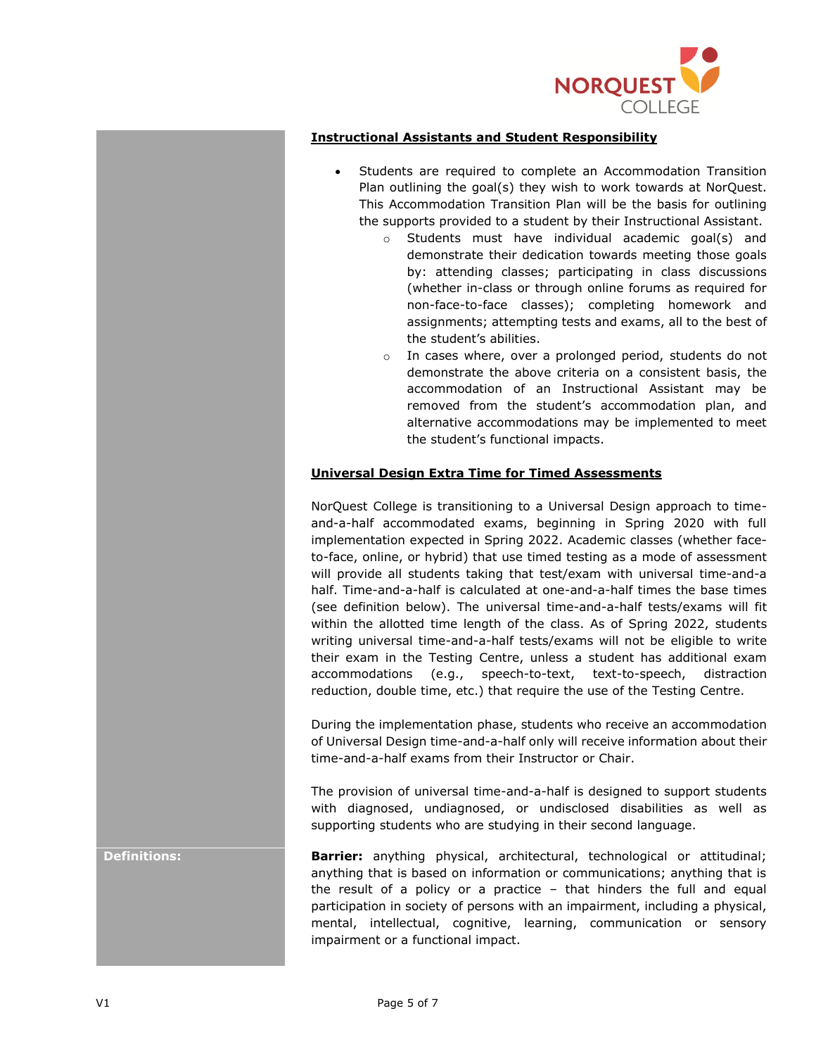**Instructional Assistants and Student Responsibility**

- Students are required to complete an Accommodation Transition Plan outlining the goal(s) they wish to work towards at NorQuest. This Accommodation Transition Plan will be the basis for outlining the supports provided to a student by their Instructional Assistant.
  - Students must have individual academic goal(s) and demonstrate their dedication towards meeting those goals by: attending classes; participating in class discussions (whether in-class or through online forums as required for non-face-to-face classes); completing homework and assignments; attempting tests and exams, all to the best of the student's abilities.
  - In cases where, over a prolonged period, students do not demonstrate the above criteria on a consistent basis, the accommodation of an Instructional Assistant may be removed from the student's accommodation plan, and alternative accommodations may be implemented to meet the student's functional impacts.

**Universal Design Extra Time for Timed Assessments**

NorQuest College is transitioning to a Universal Design approach to time-and-a-half accommodated exams, beginning in Spring 2020 with full implementation expected in Spring 2022. Academic classes (whether face-to-face, online, or hybrid) that use timed testing as a mode of assessment will provide all students taking that test/exam with universal time-and-a half. Time-and-a-half is calculated at one-and-a-half times the base times (see definition below). The universal time-and-a-half tests/exams will fit within the allotted time length of the class. As of Spring 2022, students writing universal time-and-a-half tests/exams will not be eligible to write their exam in the Testing Centre, unless a student has additional exam accommodations (e.g., speech-to-text, text-to-speech, distraction reduction, double time, etc.) that require the use of the Testing Centre.

During the implementation phase, students who receive an accommodation of Universal Design time-and-a-half only will receive information about their time-and-a-half exams from their Instructor or Chair.

The provision of universal time-and-a-half is designed to support students with diagnosed, undiagnosed, or undisclosed disabilities as well as supporting students who are studying in their second language.

**Definitions:**

**Barrier:** anything physical, architectural, technological or attitudinal; anything that is based on information or communications; anything that is the result of a policy or a practice – that hinders the full and equal participation in society of persons with an impairment, including a physical, mental, intellectual, cognitive, learning, communication or sensory impairment or a functional impact.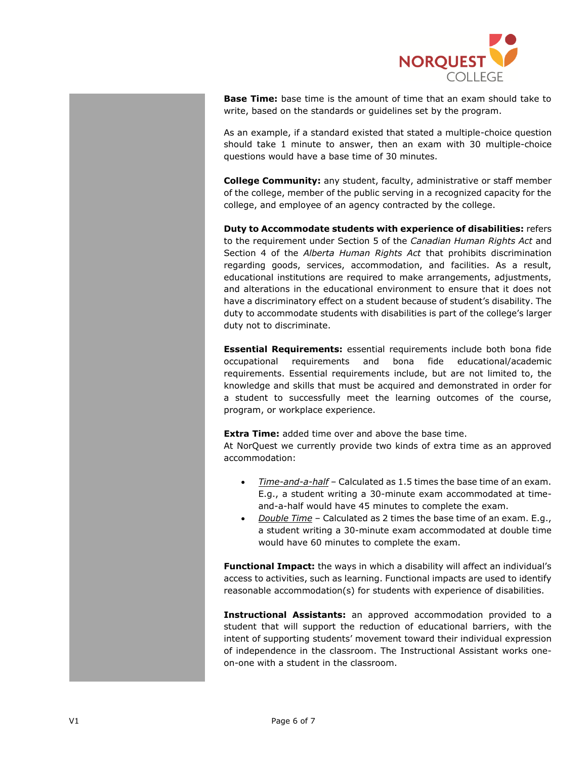**Base Time:** base time is the amount of time that an exam should take to write, based on the standards or guidelines set by the program.

As an example, if a standard existed that stated a multiple-choice question should take 1 minute to answer, then an exam with 30 multiple-choice questions would have a base time of 30 minutes.

**College Community:** any student, faculty, administrative or staff member of the college, member of the public serving in a recognized capacity for the college, and employee of an agency contracted by the college.

**Duty to Accommodate students with experience of disabilities:** refers to the requirement under Section 5 of the *Canadian Human Rights Act* and Section 4 of the *Alberta Human Rights Act* that prohibits discrimination regarding goods, services, accommodation, and facilities. As a result, educational institutions are required to make arrangements, adjustments, and alterations in the educational environment to ensure that it does not have a discriminatory effect on a student because of student's disability. The duty to accommodate students with disabilities is part of the college's larger duty not to discriminate.

**Essential Requirements:** essential requirements include both bona fide occupational requirements and bona fide educational/academic requirements. Essential requirements include, but are not limited to, the knowledge and skills that must be acquired and demonstrated in order for a student to successfully meet the learning outcomes of the course, program, or workplace experience.

**Extra Time:** added time over and above the base time.
At NorQuest we currently provide two kinds of extra time as an approved accommodation:

- *Time-and-a-half* – Calculated as 1.5 times the base time of an exam. E.g., a student writing a 30-minute exam accommodated at time-and-a-half would have 45 minutes to complete the exam.
- *Double Time* – Calculated as 2 times the base time of an exam. E.g., a student writing a 30-minute exam accommodated at double time would have 60 minutes to complete the exam.

**Functional Impact:** the ways in which a disability will affect an individual's access to activities, such as learning. Functional impacts are used to identify reasonable accommodation(s) for students with experience of disabilities.

**Instructional Assistants:** an approved accommodation provided to a student that will support the reduction of educational barriers, with the intent of supporting students' movement toward their individual expression of independence in the classroom. The Instructional Assistant works one-on-one with a student in the classroom.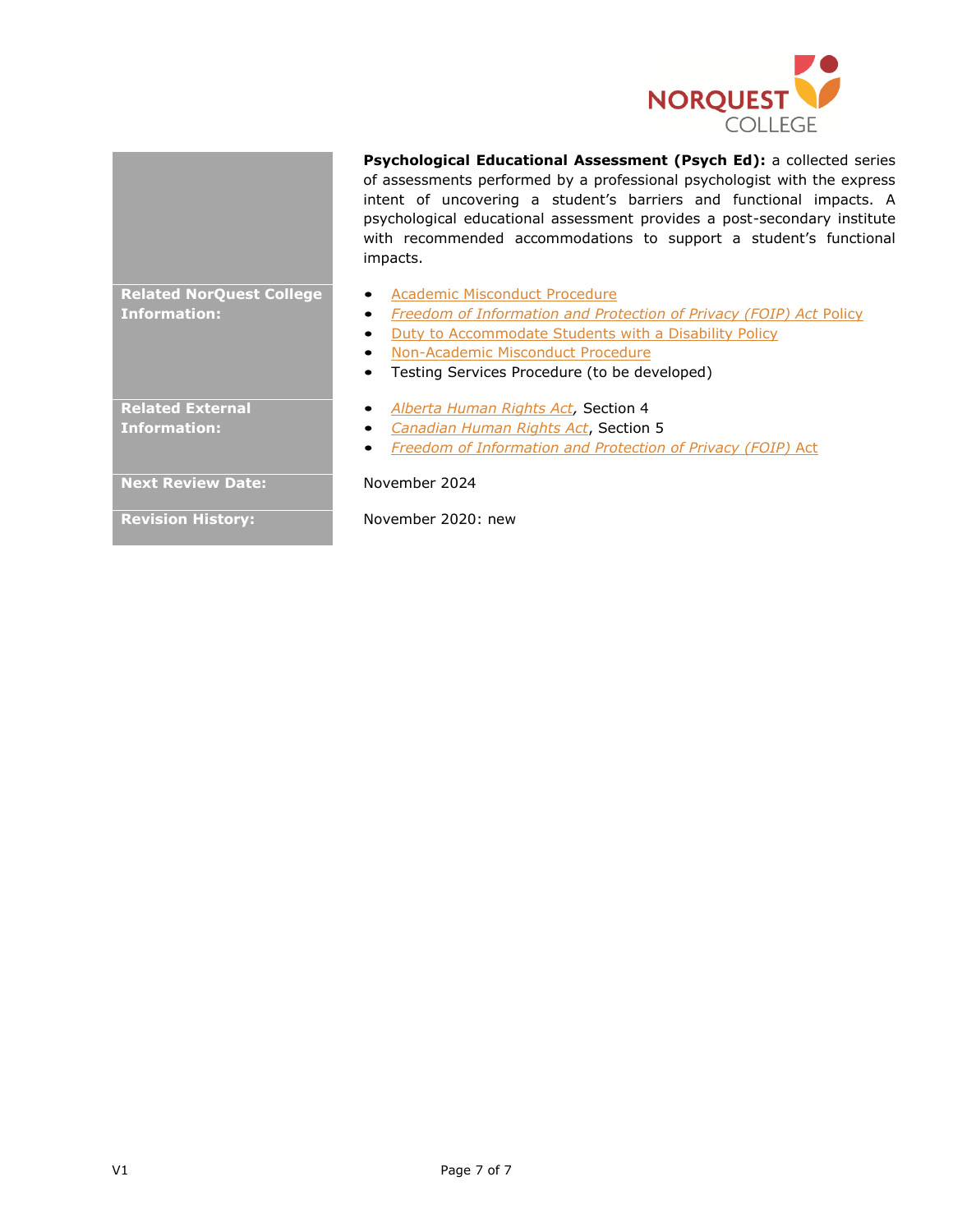| | |
|---|---|
| | **Psychological Educational Assessment (Psych Ed):** a collected series of assessments performed by a professional psychologist with the express intent of uncovering a student's barriers and functional impacts. A psychological educational assessment provides a post-secondary institute with recommended accommodations to support a student's functional impacts. |
| **Related NorQuest College Information:** | • Academic Misconduct Procedure<br>• *Freedom of Information and Protection of Privacy (FOIP) Act* Policy<br>• Duty to Accommodate Students with a Disability Policy<br>• Non-Academic Misconduct Procedure<br>• Testing Services Procedure (to be developed) |
| **Related External Information:** | • *Alberta Human Rights Act*, Section 4<br>• *Canadian Human Rights Act*, Section 5<br>• *Freedom of Information and Protection of Privacy (FOIP)* Act |
| **Next Review Date:** | November 2024 |
| **Revision History:** | November 2020: new |

V1